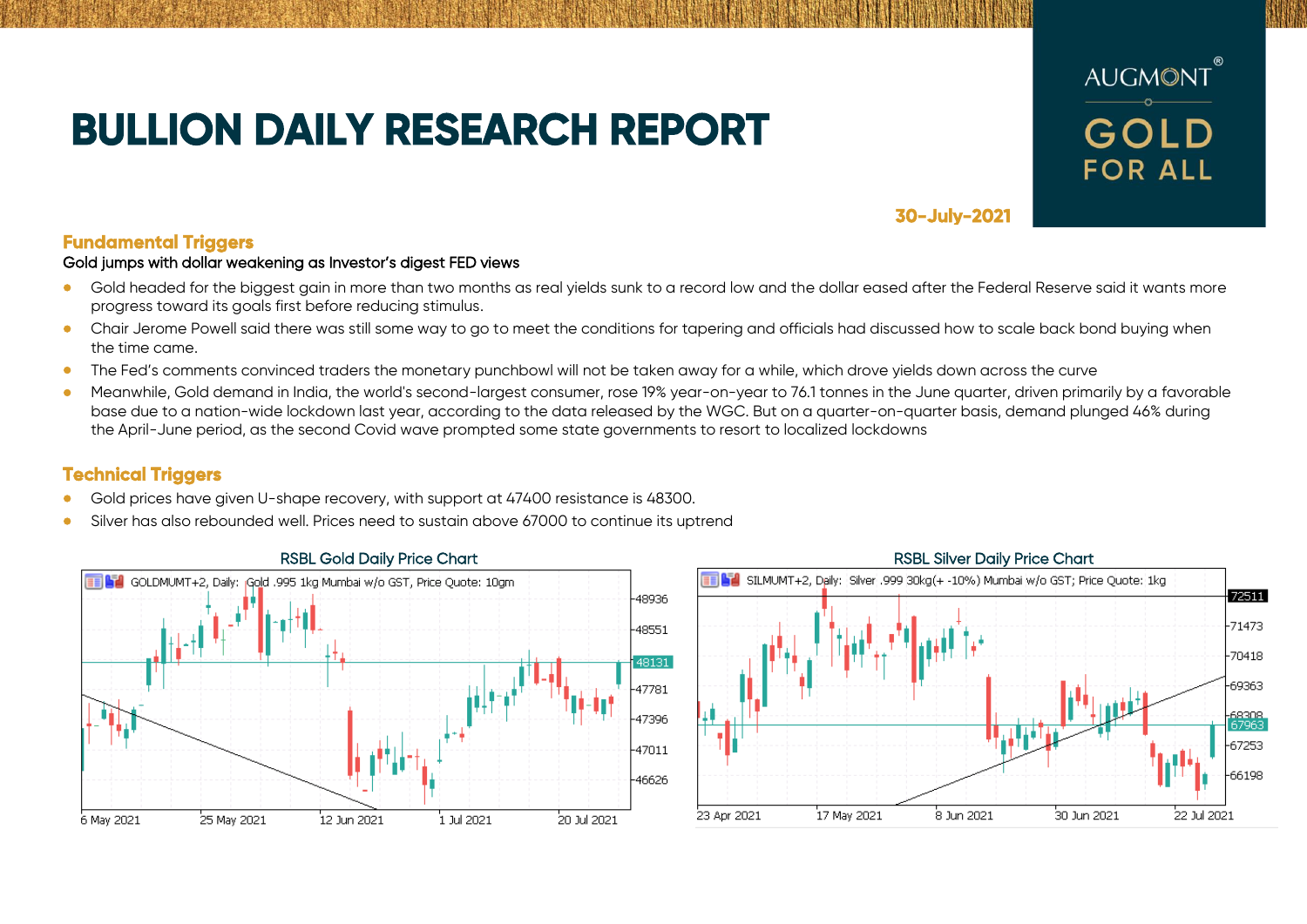# BULLION DAILY RESEARCH REPORT

AUGMONT® GOLD FOR ALL

30-July-2021

## Fundamental Triggers

**Gold jumps with dollar weakening as Investor's digest FED views**

- Gold headed for the biggest gain in more than two months as real yields sunk to a record low and the dollar eased after the Federal Reserve said it wants more progress toward its goals first before reducing stimulus.
- Chair Jerome Powell said there was still some way to go to meet the conditions for tapering and officials had discussed how to scale back bond buying when the time came.
- The Fed's comments convinced traders the monetary punchbowl will not be taken away for a while, which drove yields down across the curve
- Meanwhile, Gold demand in India, the world's second-largest consumer, rose 19% year-on-year to 76.1 tonnes in the June quarter, driven primarily by a favorable base due to a nation-wide lockdown last year, according to the data released by the WGC. But on a quarter-on-quarter basis, demand plunged 46% during the April-June period, as the second Covid wave prompted some state governments to resort to localized lockdowns

## Technical Triggers

- Gold prices have given U-shape recovery, with support at 47400 resistance is 48300.
- Silver has also rebounded well. Prices need to sustain above 67000 to continue its uptrend

RSBL Gold Daily Price Chart

RSBL Silver Daily Price Chart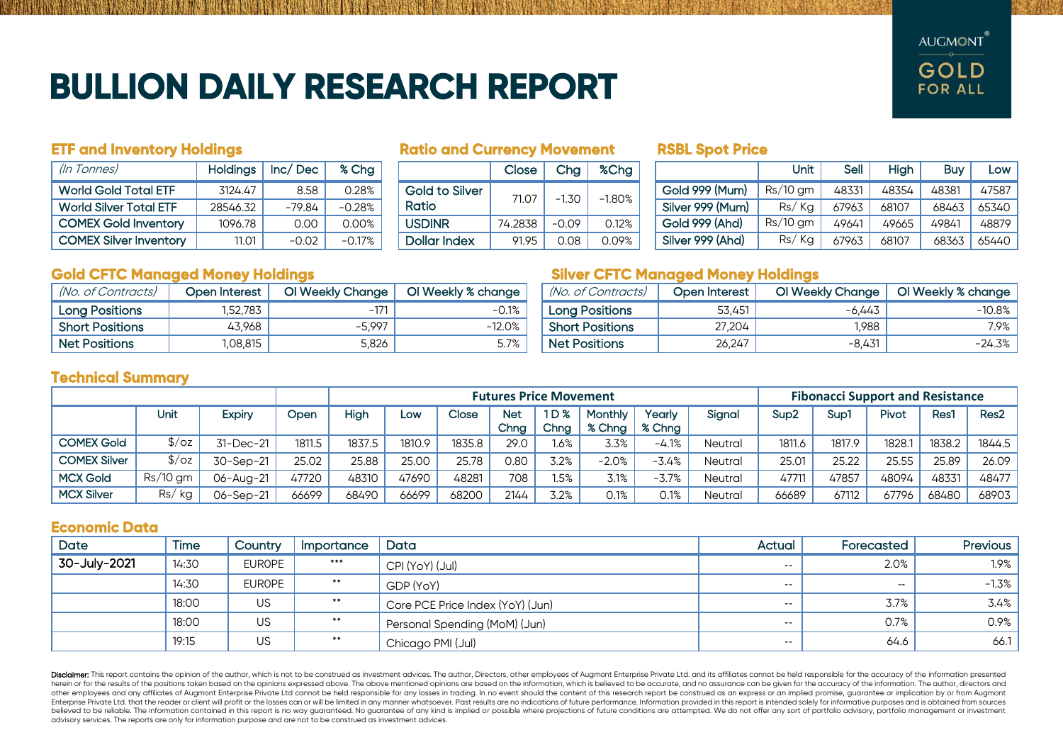# BULLION DAILY RESEARCH REPORT

AUGMONT GOLD FOR ALL

## ETF and Inventory Holdings

| *(In Tonnes)* | Holdings | Inc/ Dec | % Chg |
|---|---|---|---|
| World Gold Total ETF | 3124.47 | 8.58 | 0.28% |
| World Silver Total ETF | 28546.32 | -79.84 | -0.28% |
| COMEX Gold Inventory | 1096.78 | 0.00 | 0.00% |
| COMEX Silver Inventory | 11.01 | -0.02 | -0.17% |

## Ratio and Currency Movement

| | Close | Chg | %Chg |
|---|---|---|---|
| Gold to Silver Ratio | 71.07 | -1.30 | -1.80% |
| USDINR | 74.2838 | -0.09 | 0.12% |
| Dollar Index | 91.95 | 0.08 | 0.09% |

## RSBL Spot Price

| | Unit | Sell | High | Buy | Low |
|---|---|---|---|---|---|
| Gold 999 (Mum) | Rs/10 gm | 48331 | 48354 | 48381 | 47587 |
| Silver 999 (Mum) | Rs/ Kg | 67963 | 68107 | 68463 | 65340 |
| Gold 999 (Ahd) | Rs/10 gm | 49641 | 49665 | 49841 | 48879 |
| Silver 999 (Ahd) | Rs/ Kg | 67963 | 68107 | 68363 | 65440 |

## Gold CFTC Managed Money Holdings

| *(No. of Contracts)* | Open Interest | OI Weekly Change | OI Weekly % change |
|---|---|---|---|
| Long Positions | 1,52,783 | -171 | -0.1% |
| Short Positions | 43,968 | -5,997 | -12.0% |
| Net Positions | 1,08,815 | 5,826 | 5.7% |

## Silver CFTC Managed Money Holdings

| *(No. of Contracts)* | Open Interest | OI Weekly Change | OI Weekly % change |
|---|---|---|---|
| Long Positions | 53,451 | -6,443 | -10.8% |
| Short Positions | 27,204 | 1,988 | 7.9% |
| Net Positions | 26,247 | -8,431 | -24.3% |

## Technical Summary

| | | | | Futures Price Movement | | | | | | | | Fibonacci Support and Resistance | | | | |
|---|---|---|---|---|---|---|---|---|---|---|---|---|---|---|---|---|
| | Unit | Expiry | Open | High | Low | Close | Net Chng | 1 D % Chng | Monthly % Chng | Yearly % Chng | Signal | Sup2 | Sup1 | Pivot | Res1 | Res2 |
| COMEX Gold | $/oz | 31-Dec-21 | 1811.5 | 1837.5 | 1810.9 | 1835.8 | 29.0 | 1.6% | 3.3% | -4.1% | Neutral | 1811.6 | 1817.9 | 1828.1 | 1838.2 | 1844.5 |
| COMEX Silver | $/oz | 30-Sep-21 | 25.02 | 25.88 | 25.00 | 25.78 | 0.80 | 3.2% | -2.0% | -3.4% | Neutral | 25.01 | 25.22 | 25.55 | 25.89 | 26.09 |
| MCX Gold | Rs/10 gm | 06-Aug-21 | 47720 | 48310 | 47690 | 48281 | 708 | 1.5% | 3.1% | -3.7% | Neutral | 47711 | 47857 | 48094 | 48331 | 48477 |
| MCX Silver | Rs/ kg | 06-Sep-21 | 66699 | 68490 | 66699 | 68200 | 2144 | 3.2% | 0.1% | 0.1% | Neutral | 66689 | 67112 | 67796 | 68480 | 68903 |

## Economic Data

| Date | Time | Country | Importance | Data | Actual | Forecasted | Previous |
|---|---|---|---|---|---|---|---|
| 30-July-2021 | 14:30 | EUROPE | *** | CPI (YoY) (Jul) | -- | 2.0% | 1.9% |
| | 14:30 | EUROPE | ** | GDP (YoY) | -- | -- | -1.3% |
| | 18:00 | US | ** | Core PCE Price Index (YoY) (Jun) | -- | 3.7% | 3.4% |
| | 18:00 | US | ** | Personal Spending (MoM) (Jun) | -- | 0.7% | 0.9% |
| | 19:15 | US | ** | Chicago PMI (Jul) | -- | 64.6 | 66.1 |

**Disclaimer:** This report contains the opinion of the author, which is not to be construed as investment advices. The author, Directors, other employees of Augmont Enterprise Private Ltd. and its affiliates cannot be held responsible for the accuracy of the information presented herein or for the results of the positions taken based on the opinions expressed above. The above mentioned opinions are based on the information, which is believed to be accurate, and no assurance can be given for the accuracy of the information. The author, directors and other employees and any affiliates of Augmont Enterprise Private Ltd cannot be held responsible for any losses in trading. In no event should the content of this research report be construed as an express or an implied promise, guarantee or implication by or from Augmont Enterprise Private Ltd. that the reader or client will profit or the losses can or will be limited in any manner whatsoever. Past results are no indications of future performance. Information provided in this report is intended solely for informative purposes and is obtained from sources believed to be reliable. The information contained in this report is no way guaranteed. No guarantee of any kind is implied or possible where projections of future conditions are attempted. We do not offer any sort of portfolio advisory, portfolio management or investment advisory services. The reports are only for information purpose and are not to be construed as investment advices.